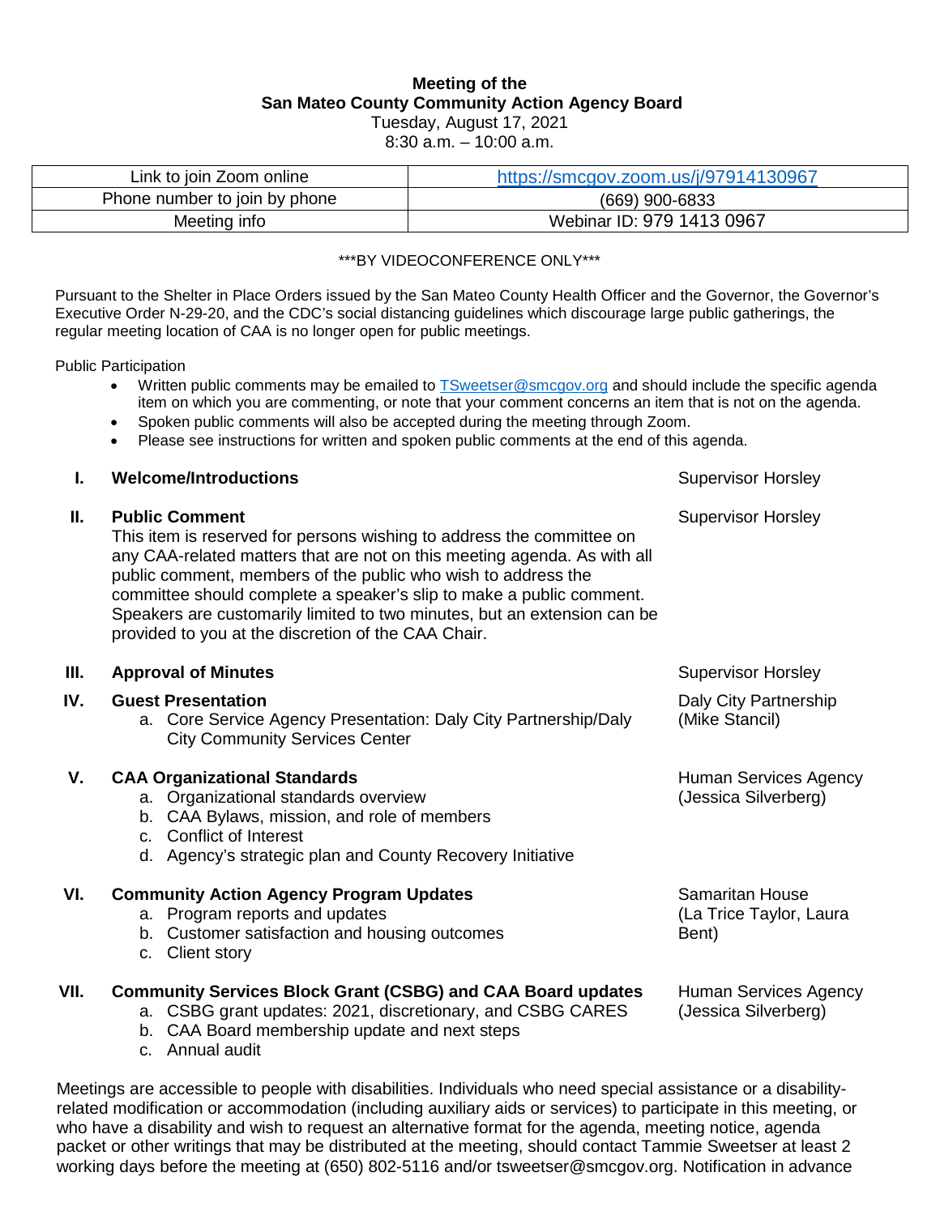**Meeting of the**
**San Mateo County Community Action Agency Board**
Tuesday, August 17, 2021
8:30 a.m. – 10:00 a.m.

| Link to join Zoom online | https://smcgov.zoom.us/j/97914130967 |
|---|---|
| Phone number to join by phone | (669) 900-6833 |
| Meeting info | Webinar ID: 979 1413 0967 |

***BY VIDEOCONFERENCE ONLY***

Pursuant to the Shelter in Place Orders issued by the San Mateo County Health Officer and the Governor, the Governor's Executive Order N-29-20, and the CDC's social distancing guidelines which discourage large public gatherings, the regular meeting location of CAA is no longer open for public meetings.

Public Participation

- Written public comments may be emailed to TSweetser@smcgov.org and should include the specific agenda item on which you are commenting, or note that your comment concerns an item that is not on the agenda.
- Spoken public comments will also be accepted during the meeting through Zoom.
- Please see instructions for written and spoken public comments at the end of this agenda.

**I. Welcome/Introductions** — Supervisor Horsley

**II. Public Comment** — Supervisor Horsley

This item is reserved for persons wishing to address the committee on any CAA-related matters that are not on this meeting agenda. As with all public comment, members of the public who wish to address the committee should complete a speaker's slip to make a public comment. Speakers are customarily limited to two minutes, but an extension can be provided to you at the discretion of the CAA Chair.

**III. Approval of Minutes** — Supervisor Horsley

**IV. Guest Presentation** — Daly City Partnership (Mike Stancil)

a. Core Service Agency Presentation: Daly City Partnership/Daly City Community Services Center

**V. CAA Organizational Standards** — Human Services Agency (Jessica Silverberg)

a. Organizational standards overview
b. CAA Bylaws, mission, and role of members
c. Conflict of Interest
d. Agency's strategic plan and County Recovery Initiative

**VI. Community Action Agency Program Updates** — Samaritan House (La Trice Taylor, Laura Bent)

a. Program reports and updates
b. Customer satisfaction and housing outcomes
c. Client story

**VII. Community Services Block Grant (CSBG) and CAA Board updates** — Human Services Agency (Jessica Silverberg)

a. CSBG grant updates: 2021, discretionary, and CSBG CARES
b. CAA Board membership update and next steps
c. Annual audit

Meetings are accessible to people with disabilities. Individuals who need special assistance or a disability-related modification or accommodation (including auxiliary aids or services) to participate in this meeting, or who have a disability and wish to request an alternative format for the agenda, meeting notice, agenda packet or other writings that may be distributed at the meeting, should contact Tammie Sweetser at least 2 working days before the meeting at (650) 802-5116 and/or tsweetser@smcgov.org. Notification in advance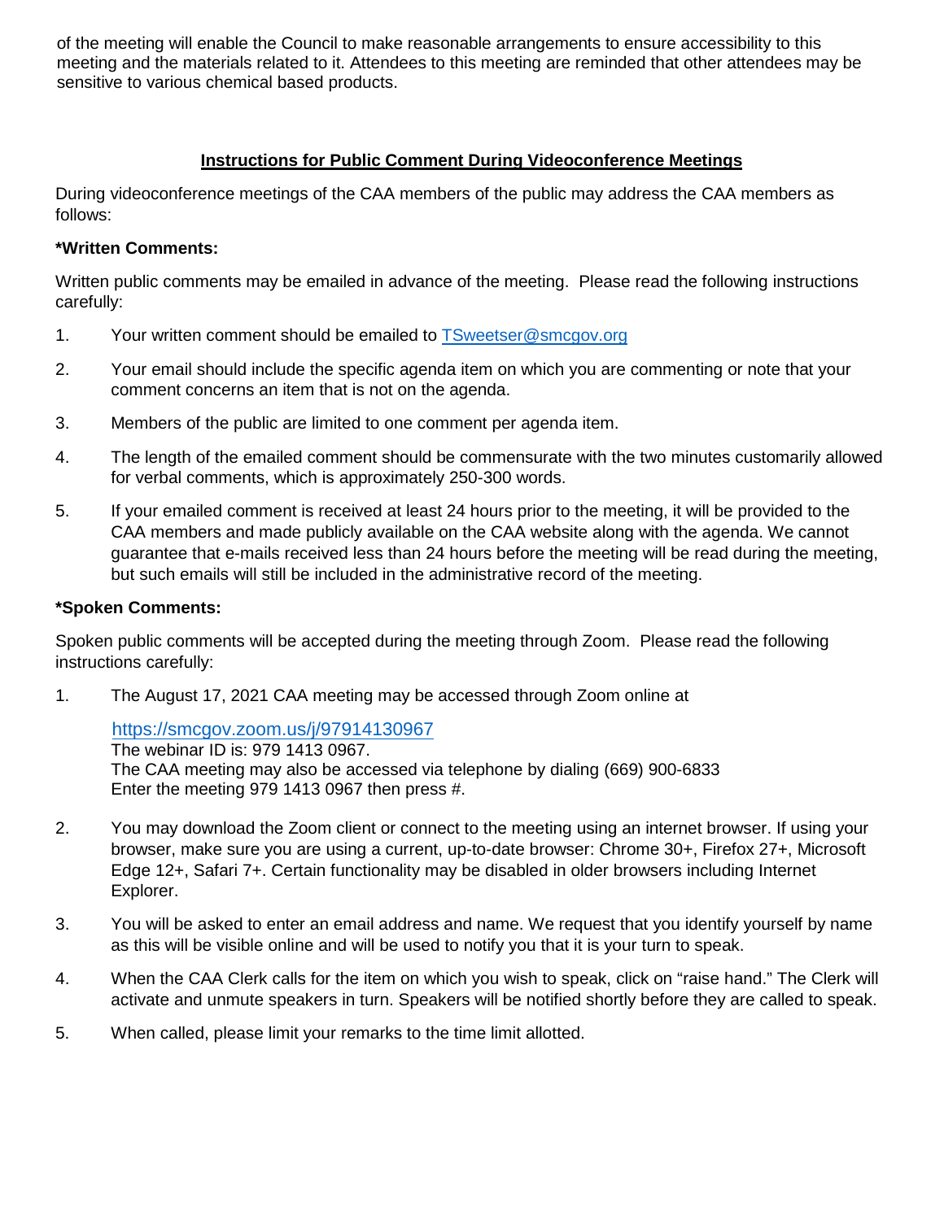of the meeting will enable the Council to make reasonable arrangements to ensure accessibility to this meeting and the materials related to it. Attendees to this meeting are reminded that other attendees may be sensitive to various chemical based products.

## Instructions for Public Comment During Videoconference Meetings

During videoconference meetings of the CAA members of the public may address the CAA members as follows:

**\*Written Comments:**

Written public comments may be emailed in advance of the meeting. Please read the following instructions carefully:

1. Your written comment should be emailed to TSweetser@smcgov.org
2. Your email should include the specific agenda item on which you are commenting or note that your comment concerns an item that is not on the agenda.
3. Members of the public are limited to one comment per agenda item.
4. The length of the emailed comment should be commensurate with the two minutes customarily allowed for verbal comments, which is approximately 250-300 words.
5. If your emailed comment is received at least 24 hours prior to the meeting, it will be provided to the CAA members and made publicly available on the CAA website along with the agenda. We cannot guarantee that e-mails received less than 24 hours before the meeting will be read during the meeting, but such emails will still be included in the administrative record of the meeting.

**\*Spoken Comments:**

Spoken public comments will be accepted during the meeting through Zoom. Please read the following instructions carefully:

1. The August 17, 2021 CAA meeting may be accessed through Zoom online at

   https://smcgov.zoom.us/j/97914130967
   The webinar ID is: 979 1413 0967.
   The CAA meeting may also be accessed via telephone by dialing (669) 900-6833
   Enter the meeting 979 1413 0967 then press #.

2. You may download the Zoom client or connect to the meeting using an internet browser. If using your browser, make sure you are using a current, up-to-date browser: Chrome 30+, Firefox 27+, Microsoft Edge 12+, Safari 7+. Certain functionality may be disabled in older browsers including Internet Explorer.
3. You will be asked to enter an email address and name. We request that you identify yourself by name as this will be visible online and will be used to notify you that it is your turn to speak.
4. When the CAA Clerk calls for the item on which you wish to speak, click on "raise hand." The Clerk will activate and unmute speakers in turn. Speakers will be notified shortly before they are called to speak.
5. When called, please limit your remarks to the time limit allotted.